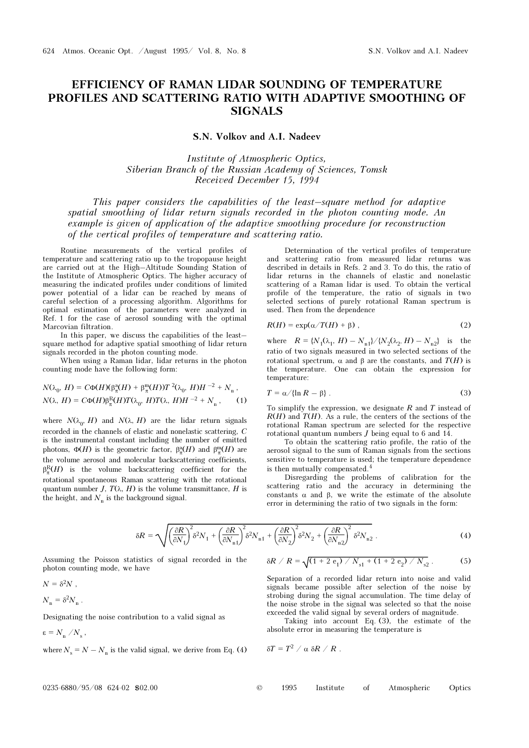# EFFICIENCY OF RAMAN LIDAR SOUNDING OF TEMPERATURE PROFILES AND SCATTERING RATIO WITH ADAPTIVE SMOOTHING OF SIGNALS

**S.N. Volkov and A.I. Nadeev**

*Institute of Atmospheric Optics, Siberian Branch of the Russian Academy of Sciences, Tomsk*
*Received December 15, 1994*

*This paper considers the capabilities of the least–square method for adaptive spatial smoothing of lidar return signals recorded in the photon counting mode. An example is given of application of the adaptive smoothing procedure for reconstruction of the vertical profiles of temperature and scattering ratio.*

Routine measurements of the vertical profiles of temperature and scattering ratio up to the tropopause height are carried out at the High–Altitude Sounding Station of the Institute of Atmospheric Optics. The higher accuracy of measuring the indicated profiles under conditions of limited power potential of a lidar can be reached by means of careful selection of a processing algorithm. Algorithms for optimal estimation of the parameters were analyzed in Ref. 1 for the case of aerosol sounding with the optimal Marcovian filtration.

In this paper, we discuss the capabilities of the least–square method for adaptive spatial smoothing of lidar return signals recorded in the photon counting mode.

When using a Raman lidar, lidar returns in the photon counting mode have the following form:

$$N(\lambda_0, H) = C\Phi(H)(\beta_\pi^{a}(H) + \beta_\pi^{m}(H))T^{2}(\lambda_0, H)H^{-2} + N_{n},$$
$$N(\lambda, H) = C\Phi(H)\beta_\pi^{R}(H)T(\lambda_0, H)T(\lambda, H)H^{-2} + N_{n}, \quad (1)$$

where $N(\lambda_0, H)$ and $N(\lambda, H)$ are the lidar return signals recorded in the channels of elastic and nonelastic scattering, $C$ is the instrumental constant including the number of emitted photons, $\Phi(H)$ is the geometric factor, $\beta_\pi^{a}(H)$ and $\beta_\pi^{m}(H)$ are the volume aerosol and molecular backscattering coefficients, $\beta_\pi^{R}(H)$ is the volume backscattering coefficient for the rotational spontaneous Raman scattering with the rotational quantum number $J$, $T(\lambda, H)$ is the volume transmittance, $H$ is the height, and $N_n$ is the background signal.

Determination of the vertical profiles of temperature and scattering ratio from measured lidar returns was described in details in Refs. 2 and 3. To do this, the ratio of lidar returns in the channels of elastic and nonelastic scattering of a Raman lidar is used. To obtain the vertical profile of the temperature, the ratio of signals in two selected sections of purely rotational Raman spectrum is used. Then from the dependence

$$R(H) = \exp(\alpha/T(H) + \beta), \quad (2)$$

where $R = \{N_1(\lambda_1, H) - N_{n1}\}/\{N_2(\lambda_2, H) - N_{n2}\}$ is the ratio of two signals measured in two selected sections of the rotational spectrum, $\alpha$ and $\beta$ are the constants, and $T(H)$ is the temperature. One can obtain the expression for temperature:

$$T = \alpha/\{\ln R - \beta\}. \quad (3)$$

To simplify the expression, we designate $R$ and $T$ instead of $R(H)$ and $T(H)$. As a rule, the centers of the sections of the rotational Raman spectrum are selected for the respective rotational quantum numbers $J$ being equal to 6 and 14.

To obtain the scattering ratio profile, the ratio of the aerosol signal to the sum of Raman signals from the sections sensitive to temperature is used; the temperature dependence is then mutually compensated.[4]

Disregarding the problems of calibration for the scattering ratio and the accuracy in determining the constants $\alpha$ and $\beta$, we write the estimate of the absolute error in determining the ratio of two signals in the form:

$$\delta R = \sqrt{\left(\frac{\partial R}{\partial N_1}\right)^2 \delta^2 N_1 + \left(\frac{\partial R}{\partial N_{n1}}\right)^2 \delta^2 N_{n1} + \left(\frac{\partial R}{\partial N_2}\right)^2 \delta^2 N_2 + \left(\frac{\partial R}{\partial N_{n2}}\right)^2 \delta^2 N_{n2}}. \quad (4)$$

Assuming the Poisson statistics of signal recorded in the photon counting mode, we have

$$N = \delta^2 N,$$

$$N_n = \delta^2 N_n.$$

Designating the noise contribution to a valid signal as

$$\varepsilon = N_n/N_s,$$

where $N_s = N - N_n$ is the valid signal, we derive from Eq. (4)

$$\delta R/R = \sqrt{(1 + 2e_1)/N_{s1} + (1 + 2e_2)/N_{s2}}. \quad (5)$$

Separation of a recorded lidar return into noise and valid signals became possible after selection of the noise by strobing during the signal accumulation. The time delay of the noise strobe in the signal was selected so that the noise exceeded the valid signal by several orders of magnitude.

Taking into account Eq. (3), the estimate of the absolute error in measuring the temperature is

$$\delta T = T^2/\alpha\, \delta R/R.$$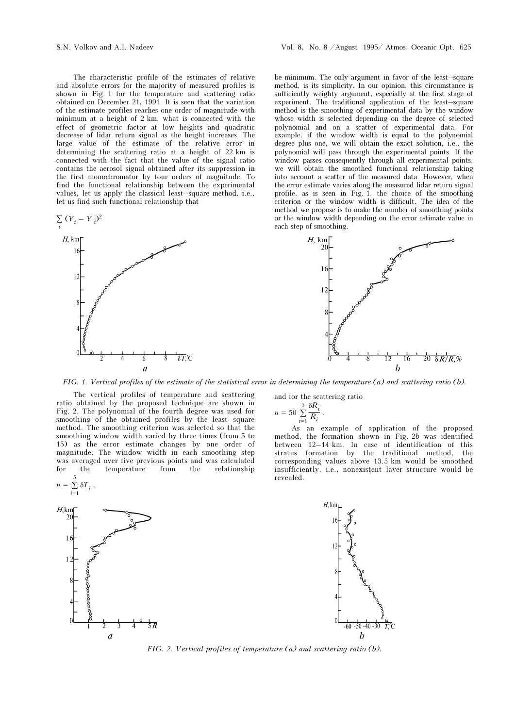The characteristic profile of the estimates of relative and absolute errors for the majority of measured profiles is shown in Fig. 1 for the temperature and scattering ratio obtained on December 21, 1991. It is seen that the variation of the estimate profiles reaches one order of magnitude with minimum at a height of 2 km, what is connected with the effect of geometric factor at low heights and quadratic decrease of lidar return signal as the height increases. The large value of the estimate of the relative error in determining the scattering ratio at a height of 22 km is connected with the fact that the value of the signal ratio contains the aerosol signal obtained after its suppression in the first monochromator by four orders of magnitude. To find the functional relationship between the experimental values, let us apply the classical least–square method, i.e., let us find such functional relationship that

$$\sum_i (Y_i - Y_i')^2$$

be minimum. The only argument in favor of the least–square method, is its simplicity. In our opinion, this circumstance is sufficiently weighty argument, especially at the first stage of experiment. The traditional application of the least–square method is the smoothing of experimental data by the window whose width is selected depending on the degree of selected polynomial and on a scatter of experimental data. For example, if the window width is equal to the polynomial degree plus one, we will obtain the exact solution, i.e., the polynomial will pass through the experimental points. If the window passes consequently through all experimental points, we will obtain the smoothed functional relationship taking into account a scatter of the measured data. However, when the error estimate varies along the measured lidar return signal profile, as is seen in Fig. 1, the choice of the smoothing criterion or the window width is difficult. The idea of the method we propose is to make the number of smoothing points or the window width depending on the error estimate value in each step of smoothing.

FIG. 1. *Vertical profiles of the estimate of the statistical error in determining the temperature (a) and scattering ratio (b).*

The vertical profiles of temperature and scattering ratio obtained by the proposed technique are shown in Fig. 2. The polynomial of the fourth degree was used for smoothing of the obtained profiles by the least–square method. The smoothing criterion was selected so that the smoothing window width varied by three times (from 5 to 15) as the error estimate changes by one order of magnitude. The window width in each smoothing step was averaged over five previous points and was calculated for the temperature from the relationship

$$n = \sum_{i=1}^{5} \delta T_i ,$$

and for the scattering ratio

$$n = 50 \sum_{i=1}^{5} \frac{\delta R_i}{R_i} .$$

As an example of application of the proposed method, the formation shown in Fig. 2*b* was identified between 12–14 km. In case of identification of this stratus formation by the traditional method, the corresponding values above 13.5 km would be smoothed insufficiently, i.e., nonexistent layer structure would be revealed.

FIG. 2. *Vertical profiles of temperature (a) and scattering ratio (b).*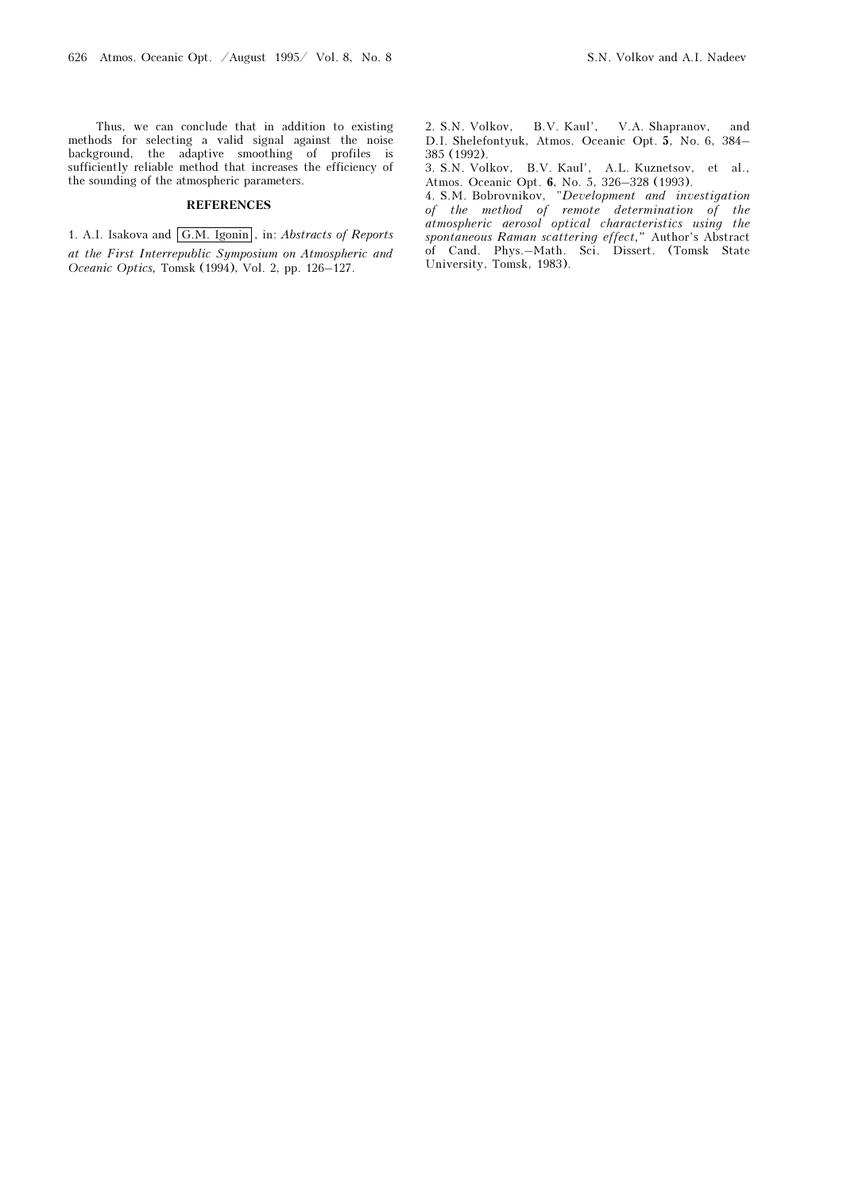Thus, we can conclude that in addition to existing methods for selecting a valid signal against the noise background, the adaptive smoothing of profiles is sufficiently reliable method that increases the efficiency of the sounding of the atmospheric parameters.

## REFERENCES

1. A.I. Isakova and G.M. Igonin, in: *Abstracts of Reports at the First Interrepublic Symposium on Atmospheric and Oceanic Optics,* Tomsk (1994), Vol. 2, pp. 126–127.

2. S.N. Volkov, B.V. Kaul', V.A. Shapranov, and D.I. Shelefontyuk, Atmos. Oceanic Opt. **5**, No. 6, 384–385 (1992).

3. S.N. Volkov, B.V. Kaul', A.L. Kuznetsov, et al., Atmos. Oceanic Opt. **6**, No. 5, 326–328 (1993).

4. S.M. Bobrovnikov, "*Development and investigation of the method of remote determination of the atmospheric aerosol optical characteristics using the spontaneous Raman scattering effect,*" Author's Abstract of Cand. Phys.–Math. Sci. Dissert. (Tomsk State University, Tomsk, 1983).